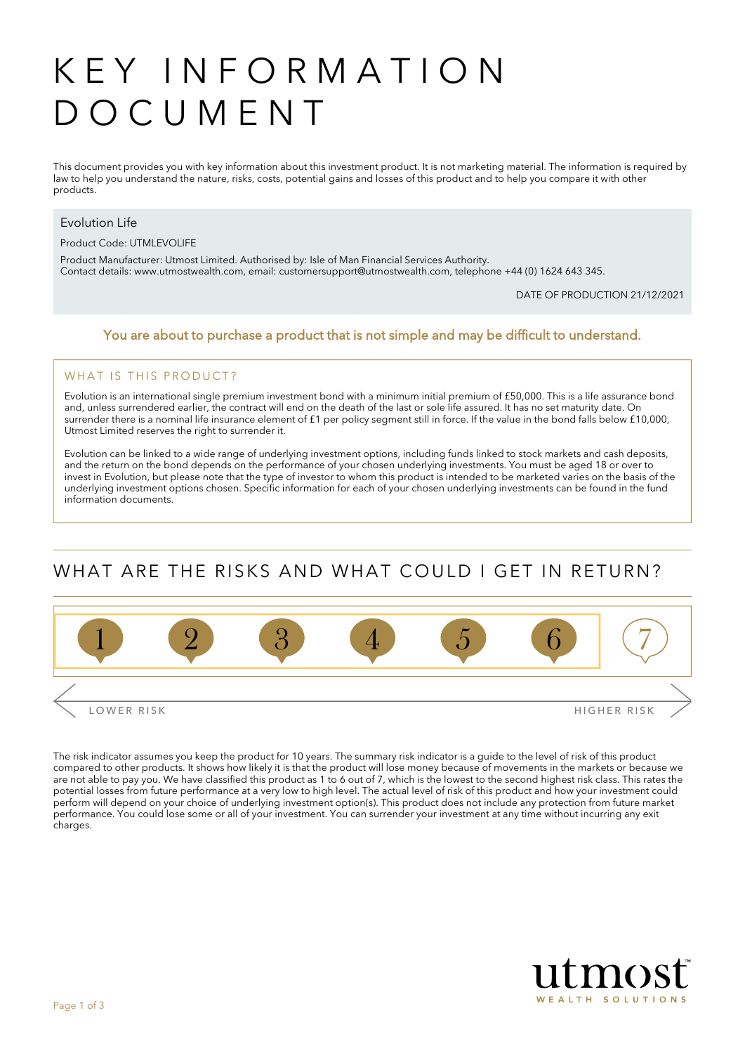# KEY INFORMATION DOCUMENT

This document provides you with key information about this investment product. It is not marketing material. The information is required by law to help you understand the nature, risks, costs, potential gains and losses of this product and to help you compare it with other products.

**Evolution Life**

Product Code: UTMLEVOLIFE

Product Manufacturer: Utmost Limited. Authorised by: Isle of Man Financial Services Authority.
Contact details: www.utmostwealth.com, email: customersupport@utmostwealth.com, telephone +44 (0) 1624 643 345.

DATE OF PRODUCTION 21/12/2021

**You are about to purchase a product that is not simple and may be difficult to understand.**

## WHAT IS THIS PRODUCT?

Evolution is an international single premium investment bond with a minimum initial premium of £50,000. This is a life assurance bond and, unless surrendered earlier, the contract will end on the death of the last or sole life assured. It has no set maturity date. On surrender there is a nominal life insurance element of £1 per policy segment still in force. If the value in the bond falls below £10,000, Utmost Limited reserves the right to surrender it.

Evolution can be linked to a wide range of underlying investment options, including funds linked to stock markets and cash deposits, and the return on the bond depends on the performance of your chosen underlying investments. You must be aged 18 or over to invest in Evolution, but please note that the type of investor to whom this product is intended to be marketed varies on the basis of the underlying investment options chosen. Specific information for each of your chosen underlying investments can be found in the fund information documents.

## WHAT ARE THE RISKS AND WHAT COULD I GET IN RETURN?

| **1** | **2** | **3** | **4** | **5** | **6** | 7 |
|---|---|---|---|---|---|---|

LOWER RISK ← → HIGHER RISK

The risk indicator assumes you keep the product for 10 years. The summary risk indicator is a guide to the level of risk of this product compared to other products. It shows how likely it is that the product will lose money because of movements in the markets or because we are not able to pay you. We have classified this product as 1 to 6 out of 7, which is the lowest to the second highest risk class. This rates the potential losses from future performance at a very low to high level. The actual level of risk of this product and how your investment could perform will depend on your choice of underlying investment option(s). This product does not include any protection from future market performance. You could lose some or all of your investment. You can surrender your investment at any time without incurring any exit charges.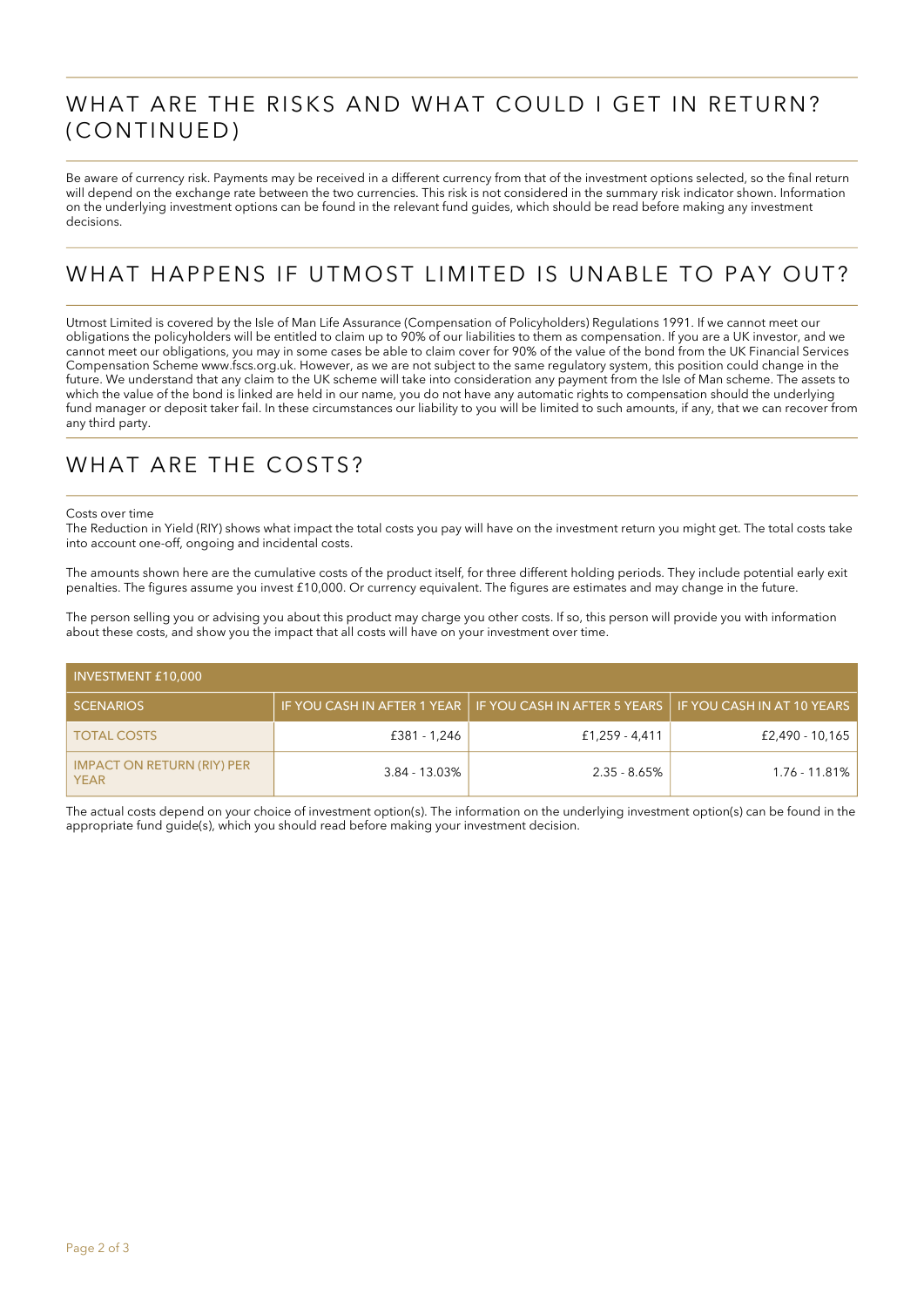## WHAT ARE THE RISKS AND WHAT COULD I GET IN RETURN? (CONTINUED)

Be aware of currency risk. Payments may be received in a different currency from that of the investment options selected, so the final return will depend on the exchange rate between the two currencies. This risk is not considered in the summary risk indicator shown. Information on the underlying investment options can be found in the relevant fund guides, which should be read before making any investment decisions.

## WHAT HAPPENS IF UTMOST LIMITED IS UNABLE TO PAY OUT?

Utmost Limited is covered by the Isle of Man Life Assurance (Compensation of Policyholders) Regulations 1991. If we cannot meet our obligations the policyholders will be entitled to claim up to 90% of our liabilities to them as compensation. If you are a UK investor, and we cannot meet our obligations, you may in some cases be able to claim cover for 90% of the value of the bond from the UK Financial Services Compensation Scheme www.fscs.org.uk. However, as we are not subject to the same regulatory system, this position could change in the future. We understand that any claim to the UK scheme will take into consideration any payment from the Isle of Man scheme. The assets to which the value of the bond is linked are held in our name, you do not have any automatic rights to compensation should the underlying fund manager or deposit taker fail. In these circumstances our liability to you will be limited to such amounts, if any, that we can recover from any third party.

## WHAT ARE THE COSTS?

Costs over time
The Reduction in Yield (RIY) shows what impact the total costs you pay will have on the investment return you might get. The total costs take into account one-off, ongoing and incidental costs.

The amounts shown here are the cumulative costs of the product itself, for three different holding periods. They include potential early exit penalties. The figures assume you invest £10,000. Or currency equivalent. The figures are estimates and may change in the future.

The person selling you or advising you about this product may charge you other costs. If so, this person will provide you with information about these costs, and show you the impact that all costs will have on your investment over time.

| INVESTMENT £10,000 | | | |
|---|---|---|---|
| SCENARIOS | IF YOU CASH IN AFTER 1 YEAR | IF YOU CASH IN AFTER 5 YEARS | IF YOU CASH IN AT 10 YEARS |
| TOTAL COSTS | £381 - 1,246 | £1,259 - 4,411 | £2,490 - 10,165 |
| IMPACT ON RETURN (RIY) PER YEAR | 3.84 - 13.03% | 2.35 - 8.65% | 1.76 - 11.81% |

The actual costs depend on your choice of investment option(s). The information on the underlying investment option(s) can be found in the appropriate fund guide(s), which you should read before making your investment decision.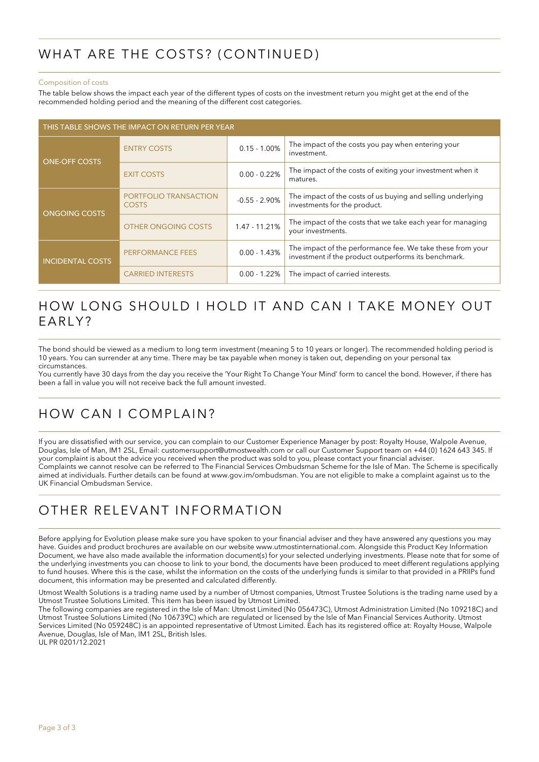## WHAT ARE THE COSTS? (CONTINUED)

### Composition of costs

The table below shows the impact each year of the different types of costs on the investment return you might get at the end of the recommended holding period and the meaning of the different cost categories.

| THIS TABLE SHOWS THE IMPACT ON RETURN PER YEAR | | | |
|---|---|---|---|
| ONE-OFF COSTS | ENTRY COSTS | 0.15 - 1.00% | The impact of the costs you pay when entering your investment. |
| | EXIT COSTS | 0.00 - 0.22% | The impact of the costs of exiting your investment when it matures. |
| ONGOING COSTS | PORTFOLIO TRANSACTION COSTS | -0.55 - 2.90% | The impact of the costs of us buying and selling underlying investments for the product. |
| | OTHER ONGOING COSTS | 1.47 - 11.21% | The impact of the costs that we take each year for managing your investments. |
| INCIDENTAL COSTS | PERFORMANCE FEES | 0.00 - 1.43% | The impact of the performance fee. We take these from your investment if the product outperforms its benchmark. |
| | CARRIED INTERESTS | 0.00 - 1.22% | The impact of carried interests. |

## HOW LONG SHOULD I HOLD IT AND CAN I TAKE MONEY OUT EARLY?

The bond should be viewed as a medium to long term investment (meaning 5 to 10 years or longer). The recommended holding period is 10 years. You can surrender at any time. There may be tax payable when money is taken out, depending on your personal tax circumstances.
You currently have 30 days from the day you receive the 'Your Right To Change Your Mind' form to cancel the bond. However, if there has been a fall in value you will not receive back the full amount invested.

## HOW CAN I COMPLAIN?

If you are dissatisfied with our service, you can complain to our Customer Experience Manager by post: Royalty House, Walpole Avenue, Douglas, Isle of Man, IM1 2SL, Email: customersupport@utmostwealth.com or call our Customer Support team on +44 (0) 1624 643 345. If your complaint is about the advice you received when the product was sold to you, please contact your financial adviser.
Complaints we cannot resolve can be referred to The Financial Services Ombudsman Scheme for the Isle of Man. The Scheme is specifically aimed at individuals. Further details can be found at www.gov.im/ombudsman. You are not eligible to make a complaint against us to the UK Financial Ombudsman Service.

## OTHER RELEVANT INFORMATION

Before applying for Evolution please make sure you have spoken to your financial adviser and they have answered any questions you may have. Guides and product brochures are available on our website www.utmostinternational.com. Alongside this Product Key Information Document, we have also made available the information document(s) for your selected underlying investments. Please note that for some of the underlying investments you can choose to link to your bond, the documents have been produced to meet different regulations applying to fund houses. Where this is the case, whilst the information on the costs of the underlying funds is similar to that provided in a PRIIPs fund document, this information may be presented and calculated differently.

Utmost Wealth Solutions is a trading name used by a number of Utmost companies, Utmost Trustee Solutions is the trading name used by a Utmost Trustee Solutions Limited. This item has been issued by Utmost Limited.
The following companies are registered in the Isle of Man: Utmost Limited (No 056473C), Utmost Administration Limited (No 109218C) and Utmost Trustee Solutions Limited (No 106739C) which are regulated or licensed by the Isle of Man Financial Services Authority. Utmost Services Limited (No 059248C) is an appointed representative of Utmost Limited. Each has its registered office at: Royalty House, Walpole Avenue, Douglas, Isle of Man, IM1 2SL, British Isles.
UL PR 0201/12.2021